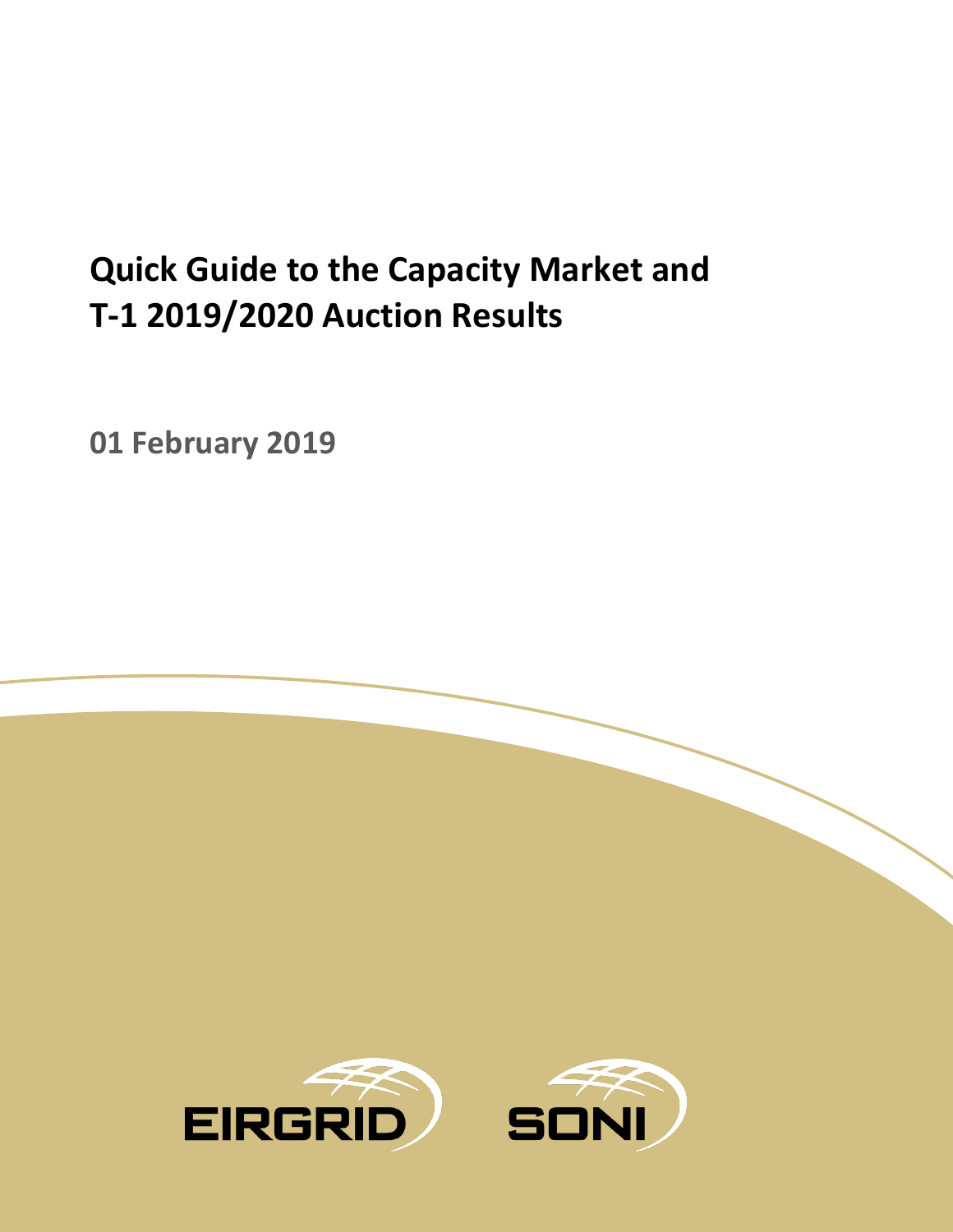# Quick Guide to the Capacity Market and T-1 2019/2020 Auction Results

**01 February 2019**

EIRGRID SONI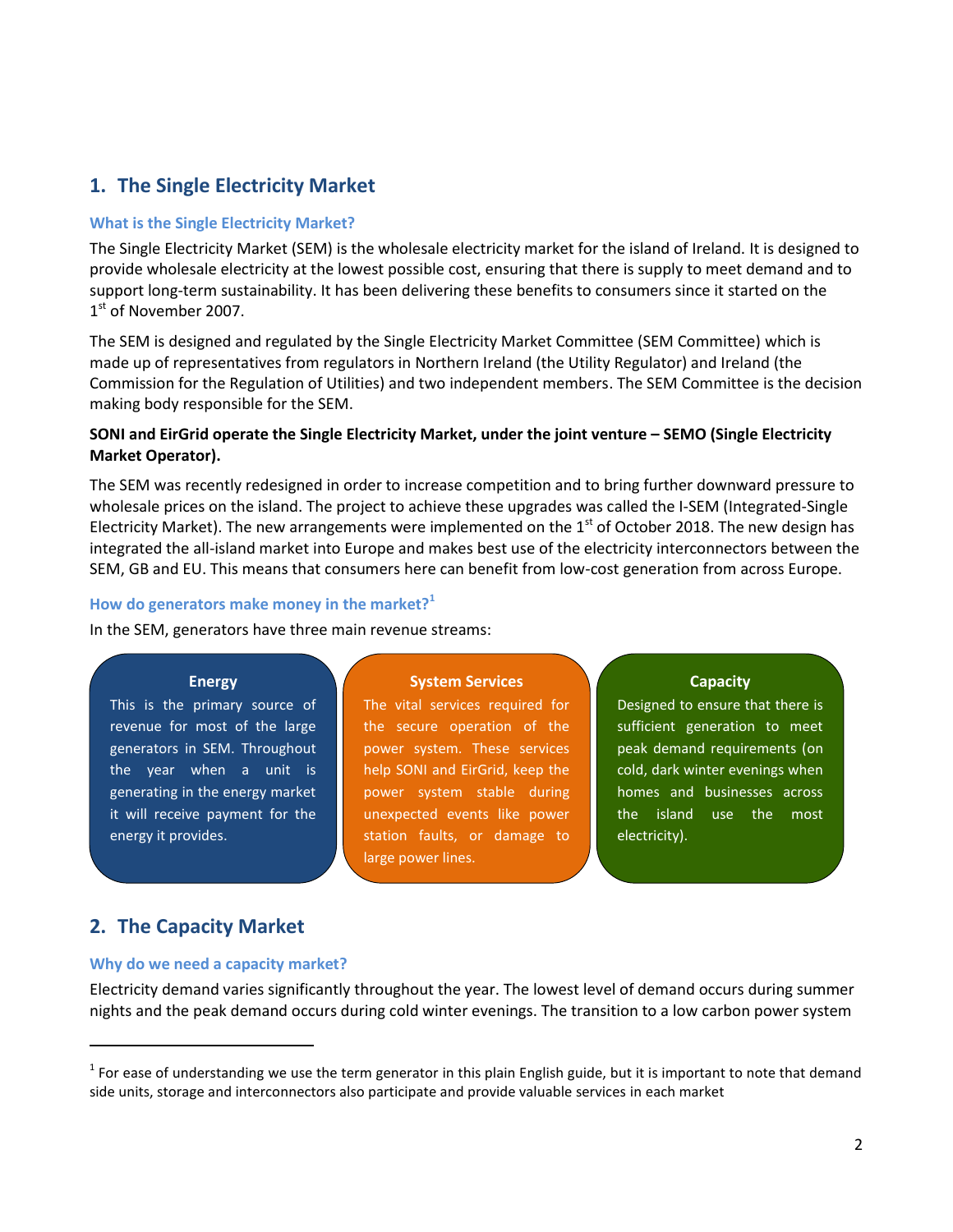## 1. The Single Electricity Market

### What is the Single Electricity Market?

The Single Electricity Market (SEM) is the wholesale electricity market for the island of Ireland. It is designed to provide wholesale electricity at the lowest possible cost, ensuring that there is supply to meet demand and to support long-term sustainability. It has been delivering these benefits to consumers since it started on the 1st of November 2007.

The SEM is designed and regulated by the Single Electricity Market Committee (SEM Committee) which is made up of representatives from regulators in Northern Ireland (the Utility Regulator) and Ireland (the Commission for the Regulation of Utilities) and two independent members. The SEM Committee is the decision making body responsible for the SEM.

**SONI and EirGrid operate the Single Electricity Market, under the joint venture – SEMO (Single Electricity Market Operator).**

The SEM was recently redesigned in order to increase competition and to bring further downward pressure to wholesale prices on the island. The project to achieve these upgrades was called the I-SEM (Integrated-Single Electricity Market). The new arrangements were implemented on the 1st of October 2018. The new design has integrated the all-island market into Europe and makes best use of the electricity interconnectors between the SEM, GB and EU. This means that consumers here can benefit from low-cost generation from across Europe.

### How do generators make money in the market?[1]

In the SEM, generators have three main revenue streams:

**Energy**

This is the primary source of revenue for most of the large generators in SEM. Throughout the year when a unit is generating in the energy market it will receive payment for the energy it provides.

**System Services**

The vital services required for the secure operation of the power system. These services help SONI and EirGrid, keep the power system stable during unexpected events like power station faults, or damage to large power lines.

**Capacity**

Designed to ensure that there is sufficient generation to meet peak demand requirements (on cold, dark winter evenings when homes and businesses across the island use the most electricity).

## 2. The Capacity Market

### Why do we need a capacity market?

Electricity demand varies significantly throughout the year. The lowest level of demand occurs during summer nights and the peak demand occurs during cold winter evenings. The transition to a low carbon power system

---

[1] For ease of understanding we use the term generator in this plain English guide, but it is important to note that demand side units, storage and interconnectors also participate and provide valuable services in each market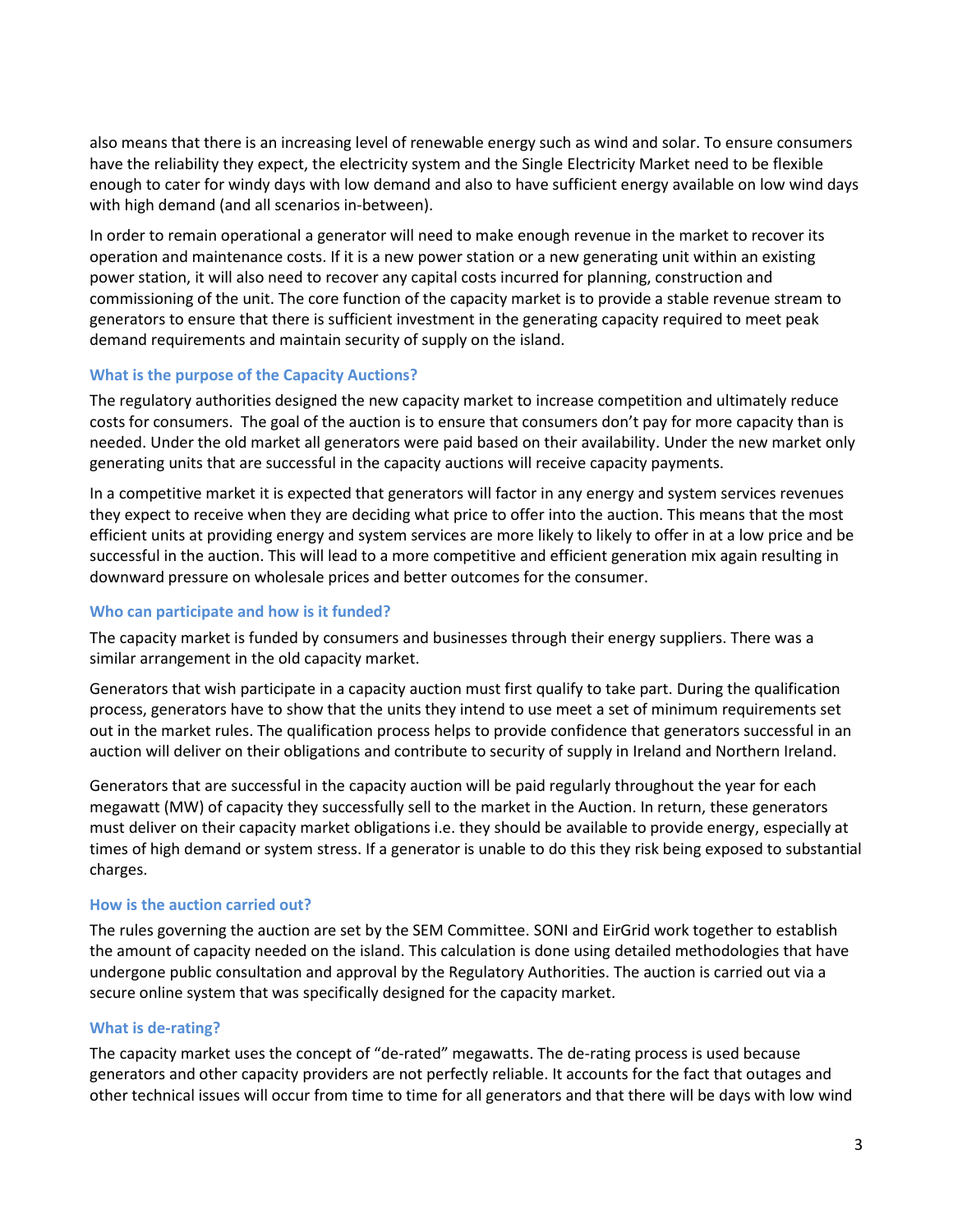also means that there is an increasing level of renewable energy such as wind and solar. To ensure consumers have the reliability they expect, the electricity system and the Single Electricity Market need to be flexible enough to cater for windy days with low demand and also to have sufficient energy available on low wind days with high demand (and all scenarios in-between).

In order to remain operational a generator will need to make enough revenue in the market to recover its operation and maintenance costs. If it is a new power station or a new generating unit within an existing power station, it will also need to recover any capital costs incurred for planning, construction and commissioning of the unit. The core function of the capacity market is to provide a stable revenue stream to generators to ensure that there is sufficient investment in the generating capacity required to meet peak demand requirements and maintain security of supply on the island.

### What is the purpose of the Capacity Auctions?

The regulatory authorities designed the new capacity market to increase competition and ultimately reduce costs for consumers. The goal of the auction is to ensure that consumers don't pay for more capacity than is needed. Under the old market all generators were paid based on their availability. Under the new market only generating units that are successful in the capacity auctions will receive capacity payments.

In a competitive market it is expected that generators will factor in any energy and system services revenues they expect to receive when they are deciding what price to offer into the auction. This means that the most efficient units at providing energy and system services are more likely to likely to offer in at a low price and be successful in the auction. This will lead to a more competitive and efficient generation mix again resulting in downward pressure on wholesale prices and better outcomes for the consumer.

### Who can participate and how is it funded?

The capacity market is funded by consumers and businesses through their energy suppliers. There was a similar arrangement in the old capacity market.

Generators that wish participate in a capacity auction must first qualify to take part. During the qualification process, generators have to show that the units they intend to use meet a set of minimum requirements set out in the market rules. The qualification process helps to provide confidence that generators successful in an auction will deliver on their obligations and contribute to security of supply in Ireland and Northern Ireland.

Generators that are successful in the capacity auction will be paid regularly throughout the year for each megawatt (MW) of capacity they successfully sell to the market in the Auction. In return, these generators must deliver on their capacity market obligations i.e. they should be available to provide energy, especially at times of high demand or system stress. If a generator is unable to do this they risk being exposed to substantial charges.

### How is the auction carried out?

The rules governing the auction are set by the SEM Committee. SONI and EirGrid work together to establish the amount of capacity needed on the island. This calculation is done using detailed methodologies that have undergone public consultation and approval by the Regulatory Authorities. The auction is carried out via a secure online system that was specifically designed for the capacity market.

### What is de-rating?

The capacity market uses the concept of "de-rated" megawatts. The de-rating process is used because generators and other capacity providers are not perfectly reliable. It accounts for the fact that outages and other technical issues will occur from time to time for all generators and that there will be days with low wind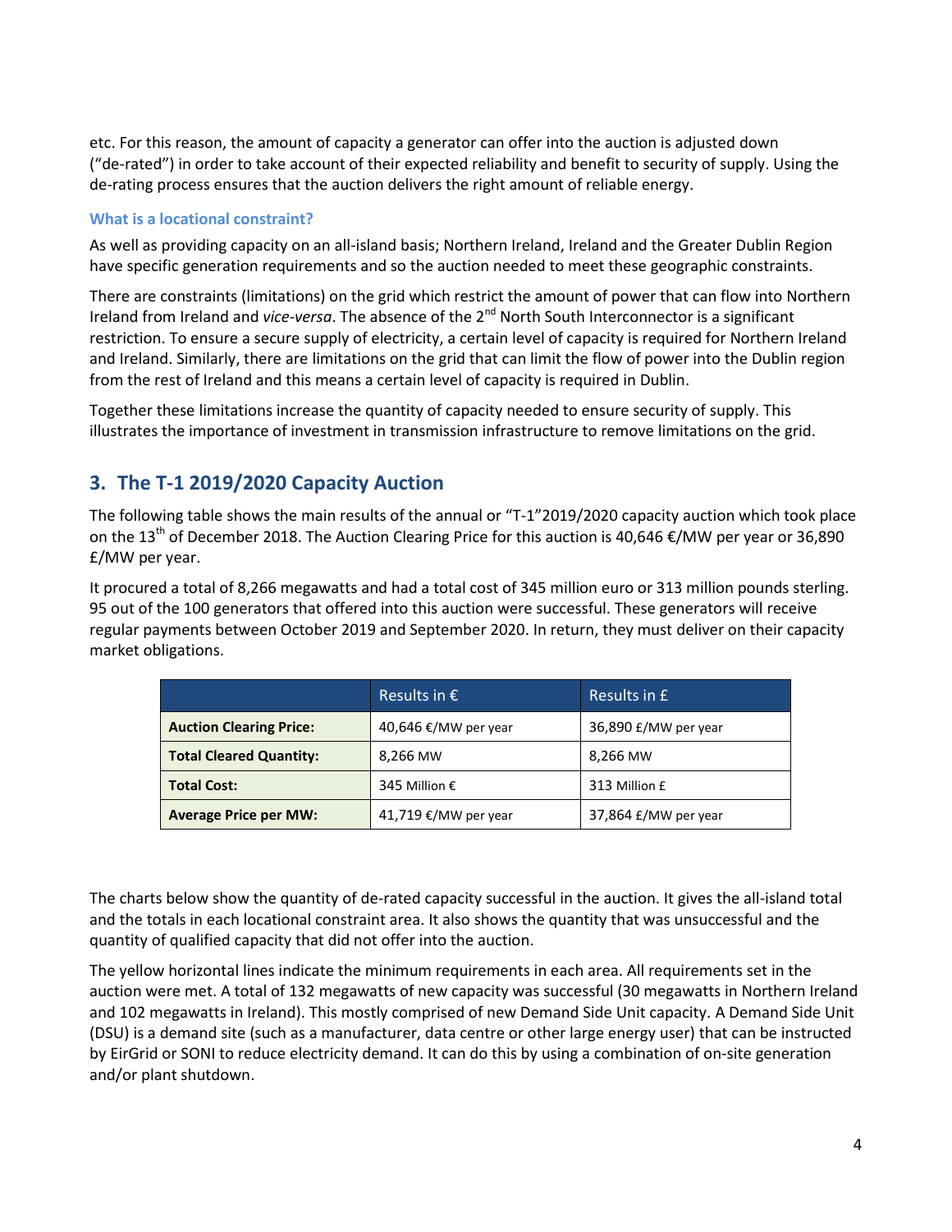etc. For this reason, the amount of capacity a generator can offer into the auction is adjusted down ("de-rated") in order to take account of their expected reliability and benefit to security of supply. Using the de-rating process ensures that the auction delivers the right amount of reliable energy.

### What is a locational constraint?

As well as providing capacity on an all-island basis; Northern Ireland, Ireland and the Greater Dublin Region have specific generation requirements and so the auction needed to meet these geographic constraints.

There are constraints (limitations) on the grid which restrict the amount of power that can flow into Northern Ireland from Ireland and *vice-versa*. The absence of the 2nd North South Interconnector is a significant restriction. To ensure a secure supply of electricity, a certain level of capacity is required for Northern Ireland and Ireland. Similarly, there are limitations on the grid that can limit the flow of power into the Dublin region from the rest of Ireland and this means a certain level of capacity is required in Dublin.

Together these limitations increase the quantity of capacity needed to ensure security of supply. This illustrates the importance of investment in transmission infrastructure to remove limitations on the grid.

## 3. The T-1 2019/2020 Capacity Auction

The following table shows the main results of the annual or "T-1"2019/2020 capacity auction which took place on the 13th of December 2018. The Auction Clearing Price for this auction is 40,646 €/MW per year or 36,890 £/MW per year.

It procured a total of 8,266 megawatts and had a total cost of 345 million euro or 313 million pounds sterling. 95 out of the 100 generators that offered into this auction were successful. These generators will receive regular payments between October 2019 and September 2020. In return, they must deliver on their capacity market obligations.

| | Results in € | Results in £ |
|---|---|---|
| **Auction Clearing Price:** | 40,646 €/MW per year | 36,890 £/MW per year |
| **Total Cleared Quantity:** | 8,266 MW | 8,266 MW |
| **Total Cost:** | 345 Million € | 313 Million £ |
| **Average Price per MW:** | 41,719 €/MW per year | 37,864 £/MW per year |

The charts below show the quantity of de-rated capacity successful in the auction. It gives the all-island total and the totals in each locational constraint area. It also shows the quantity that was unsuccessful and the quantity of qualified capacity that did not offer into the auction.

The yellow horizontal lines indicate the minimum requirements in each area. All requirements set in the auction were met. A total of 132 megawatts of new capacity was successful (30 megawatts in Northern Ireland and 102 megawatts in Ireland). This mostly comprised of new Demand Side Unit capacity. A Demand Side Unit (DSU) is a demand site (such as a manufacturer, data centre or other large energy user) that can be instructed by EirGrid or SONI to reduce electricity demand. It can do this by using a combination of on-site generation and/or plant shutdown.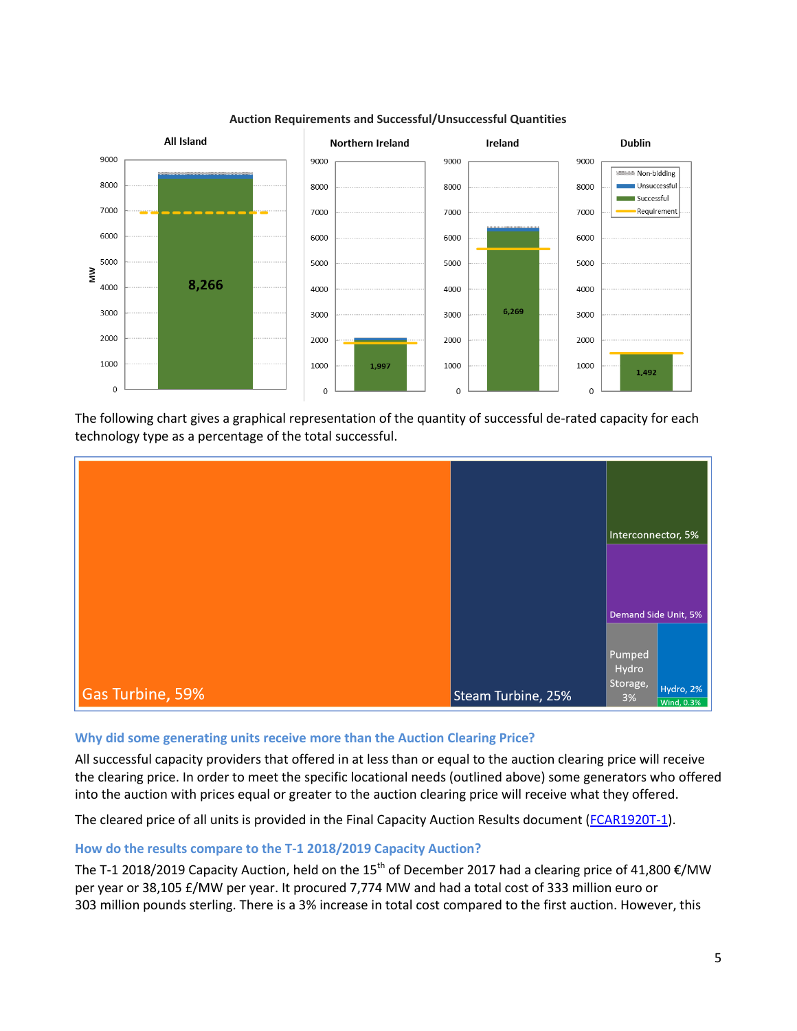**Auction Requirements and Successful/Unsuccessful Quantities**

The following chart gives a graphical representation of the quantity of successful de-rated capacity for each technology type as a percentage of the total successful.

### Why did some generating units receive more than the Auction Clearing Price?

All successful capacity providers that offered in at less than or equal to the auction clearing price will receive the clearing price. In order to meet the specific locational needs (outlined above) some generators who offered into the auction with prices equal or greater to the auction clearing price will receive what they offered.

The cleared price of all units is provided in the Final Capacity Auction Results document (FCAR1920T-1).

### How do the results compare to the T-1 2018/2019 Capacity Auction?

The T-1 2018/2019 Capacity Auction, held on the 15th of December 2017 had a clearing price of 41,800 €/MW per year or 38,105 £/MW per year. It procured 7,774 MW and had a total cost of 333 million euro or 303 million pounds sterling. There is a 3% increase in total cost compared to the first auction. However, this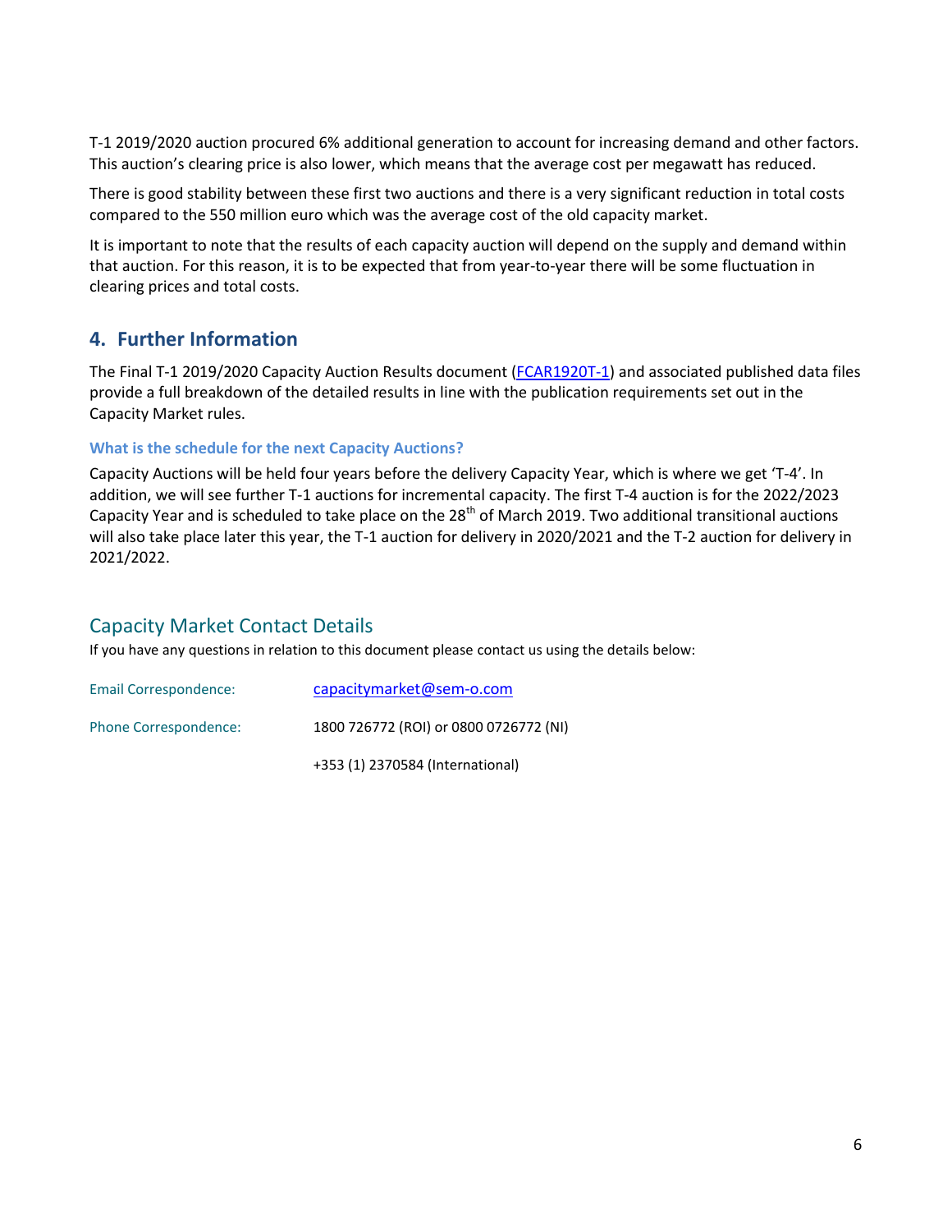T-1 2019/2020 auction procured 6% additional generation to account for increasing demand and other factors. This auction's clearing price is also lower, which means that the average cost per megawatt has reduced.

There is good stability between these first two auctions and there is a very significant reduction in total costs compared to the 550 million euro which was the average cost of the old capacity market.

It is important to note that the results of each capacity auction will depend on the supply and demand within that auction. For this reason, it is to be expected that from year-to-year there will be some fluctuation in clearing prices and total costs.

## 4. Further Information

The Final T-1 2019/2020 Capacity Auction Results document (FCAR1920T-1) and associated published data files provide a full breakdown of the detailed results in line with the publication requirements set out in the Capacity Market rules.

### What is the schedule for the next Capacity Auctions?

Capacity Auctions will be held four years before the delivery Capacity Year, which is where we get 'T-4'. In addition, we will see further T-1 auctions for incremental capacity. The first T-4 auction is for the 2022/2023 Capacity Year and is scheduled to take place on the 28th of March 2019. Two additional transitional auctions will also take place later this year, the T-1 auction for delivery in 2020/2021 and the T-2 auction for delivery in 2021/2022.

## Capacity Market Contact Details

If you have any questions in relation to this document please contact us using the details below:

| | |
|---|---|
| Email Correspondence: | capacitymarket@sem-o.com |
| Phone Correspondence: | 1800 726772 (ROI) or 0800 0726772 (NI) |
| | +353 (1) 2370584 (International) |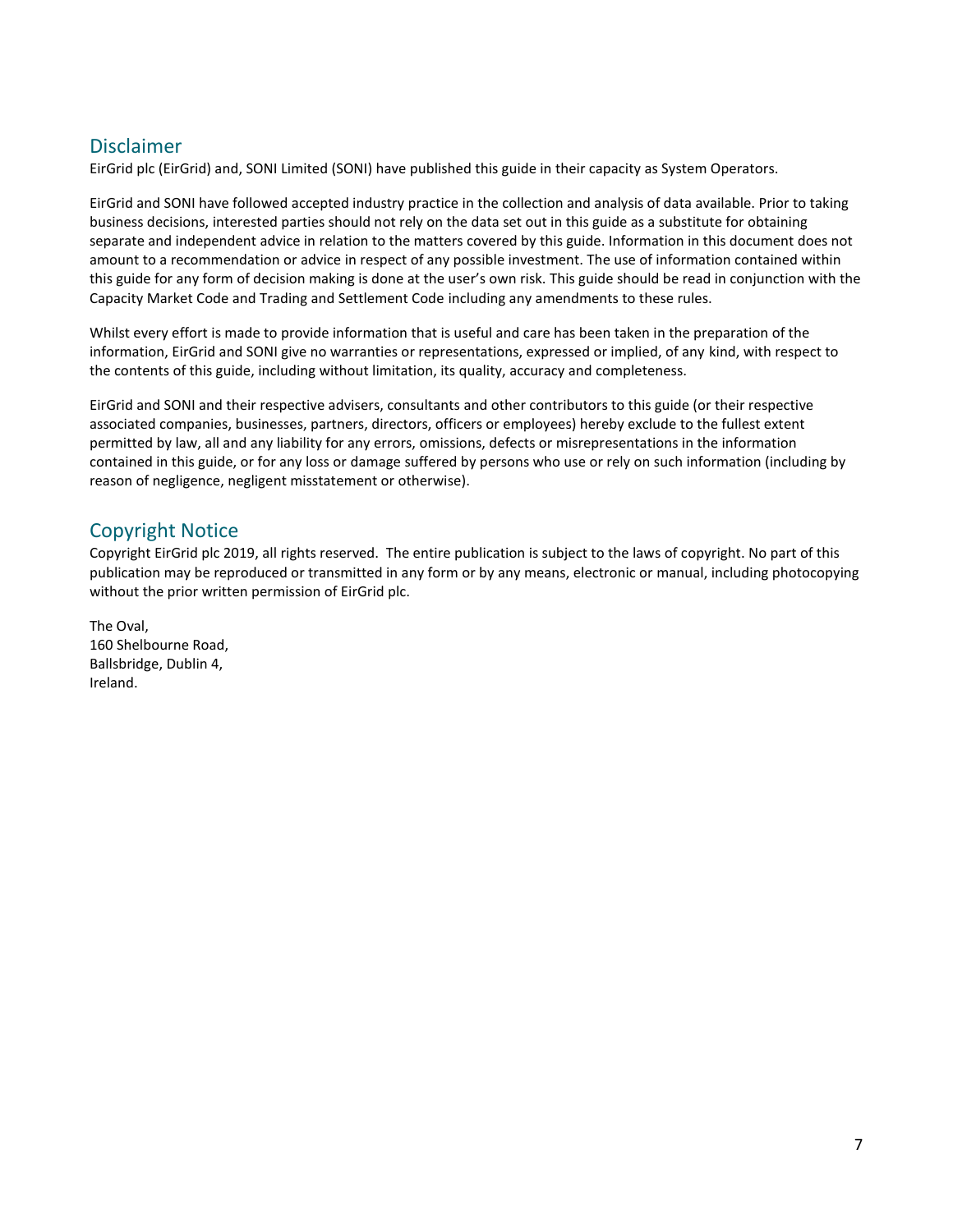## Disclaimer

EirGrid plc (EirGrid) and, SONI Limited (SONI) have published this guide in their capacity as System Operators.

EirGrid and SONI have followed accepted industry practice in the collection and analysis of data available. Prior to taking business decisions, interested parties should not rely on the data set out in this guide as a substitute for obtaining separate and independent advice in relation to the matters covered by this guide. Information in this document does not amount to a recommendation or advice in respect of any possible investment. The use of information contained within this guide for any form of decision making is done at the user's own risk. This guide should be read in conjunction with the Capacity Market Code and Trading and Settlement Code including any amendments to these rules.

Whilst every effort is made to provide information that is useful and care has been taken in the preparation of the information, EirGrid and SONI give no warranties or representations, expressed or implied, of any kind, with respect to the contents of this guide, including without limitation, its quality, accuracy and completeness.

EirGrid and SONI and their respective advisers, consultants and other contributors to this guide (or their respective associated companies, businesses, partners, directors, officers or employees) hereby exclude to the fullest extent permitted by law, all and any liability for any errors, omissions, defects or misrepresentations in the information contained in this guide, or for any loss or damage suffered by persons who use or rely on such information (including by reason of negligence, negligent misstatement or otherwise).

## Copyright Notice

Copyright EirGrid plc 2019, all rights reserved. The entire publication is subject to the laws of copyright. No part of this publication may be reproduced or transmitted in any form or by any means, electronic or manual, including photocopying without the prior written permission of EirGrid plc.

The Oval,
160 Shelbourne Road,
Ballsbridge, Dublin 4,
Ireland.